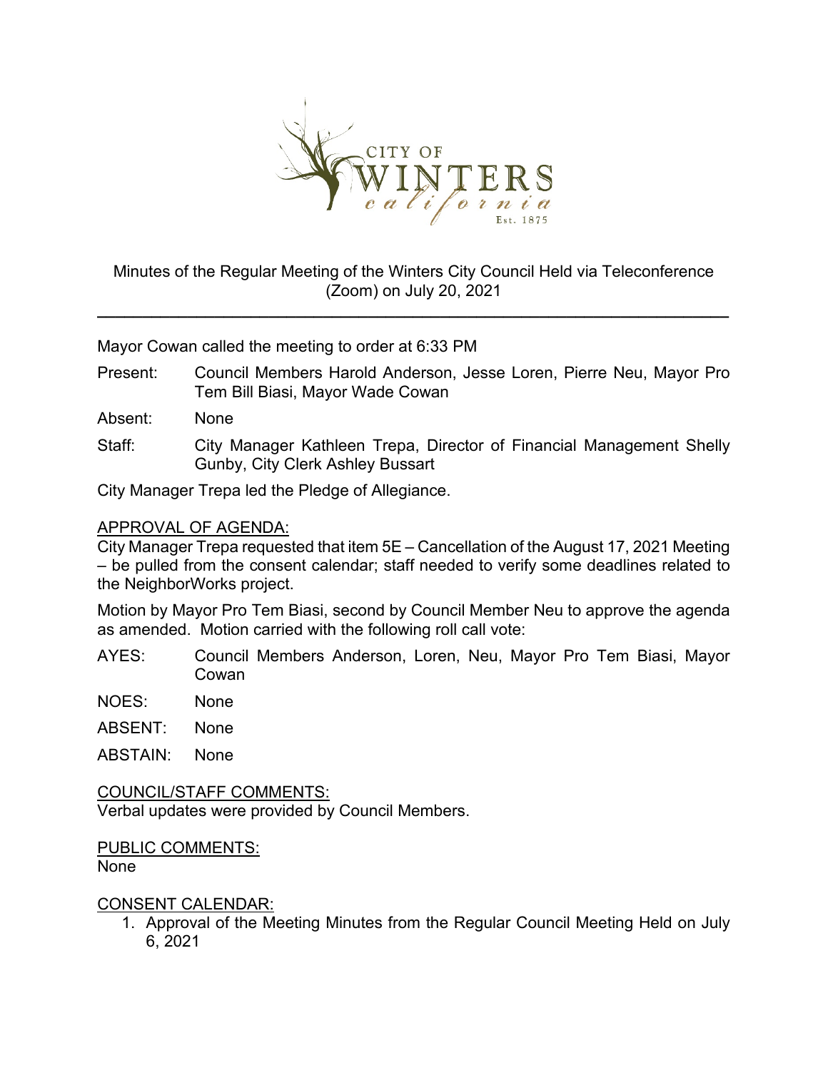CITY OF WINTERS california Est. 1875

Minutes of the Regular Meeting of the Winters City Council Held via Teleconference (Zoom) on July 20, 2021

---

Mayor Cowan called the meeting to order at 6:33 PM

Present: Council Members Harold Anderson, Jesse Loren, Pierre Neu, Mayor Pro Tem Bill Biasi, Mayor Wade Cowan

Absent: None

Staff: City Manager Kathleen Trepa, Director of Financial Management Shelly Gunby, City Clerk Ashley Bussart

City Manager Trepa led the Pledge of Allegiance.

APPROVAL OF AGENDA:

City Manager Trepa requested that item 5E – Cancellation of the August 17, 2021 Meeting – be pulled from the consent calendar; staff needed to verify some deadlines related to the NeighborWorks project.

Motion by Mayor Pro Tem Biasi, second by Council Member Neu to approve the agenda as amended. Motion carried with the following roll call vote:

AYES: Council Members Anderson, Loren, Neu, Mayor Pro Tem Biasi, Mayor Cowan

NOES: None

ABSENT: None

ABSTAIN: None

COUNCIL/STAFF COMMENTS:

Verbal updates were provided by Council Members.

PUBLIC COMMENTS:

None

CONSENT CALENDAR:

1. Approval of the Meeting Minutes from the Regular Council Meeting Held on July 6, 2021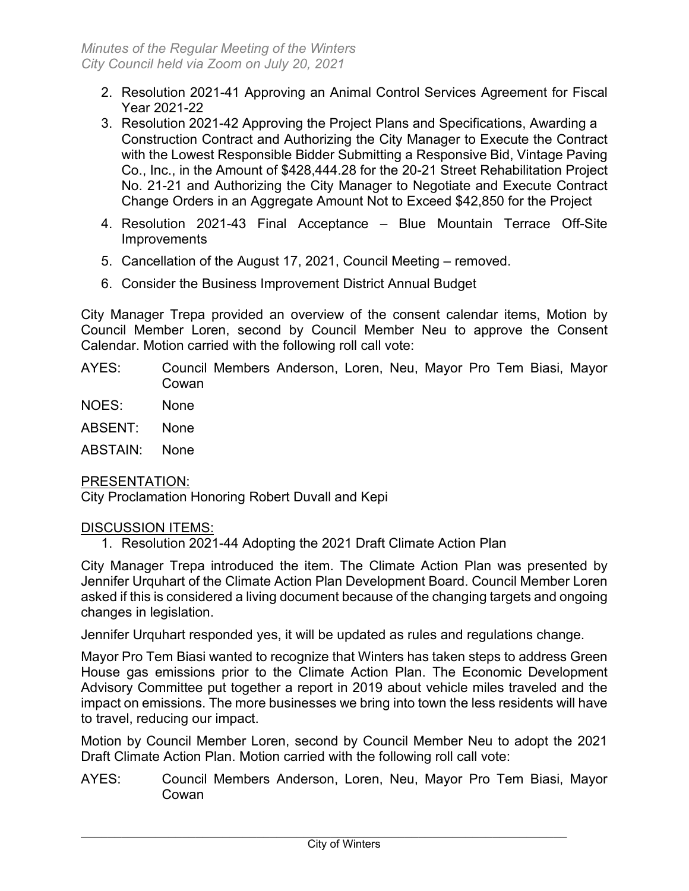2. Resolution 2021-41 Approving an Animal Control Services Agreement for Fiscal Year 2021-22
3. Resolution 2021-42 Approving the Project Plans and Specifications, Awarding a Construction Contract and Authorizing the City Manager to Execute the Contract with the Lowest Responsible Bidder Submitting a Responsive Bid, Vintage Paving Co., Inc., in the Amount of $428,444.28 for the 20-21 Street Rehabilitation Project No. 21-21 and Authorizing the City Manager to Negotiate and Execute Contract Change Orders in an Aggregate Amount Not to Exceed $42,850 for the Project
4. Resolution 2021-43 Final Acceptance – Blue Mountain Terrace Off-Site Improvements
5. Cancellation of the August 17, 2021, Council Meeting – removed.
6. Consider the Business Improvement District Annual Budget

City Manager Trepa provided an overview of the consent calendar items, Motion by Council Member Loren, second by Council Member Neu to approve the Consent Calendar. Motion carried with the following roll call vote:

AYES: Council Members Anderson, Loren, Neu, Mayor Pro Tem Biasi, Mayor Cowan

NOES: None

ABSENT: None

ABSTAIN: None

PRESENTATION:

City Proclamation Honoring Robert Duvall and Kepi

DISCUSSION ITEMS:

1. Resolution 2021-44 Adopting the 2021 Draft Climate Action Plan

City Manager Trepa introduced the item. The Climate Action Plan was presented by Jennifer Urquhart of the Climate Action Plan Development Board. Council Member Loren asked if this is considered a living document because of the changing targets and ongoing changes in legislation.

Jennifer Urquhart responded yes, it will be updated as rules and regulations change.

Mayor Pro Tem Biasi wanted to recognize that Winters has taken steps to address Green House gas emissions prior to the Climate Action Plan. The Economic Development Advisory Committee put together a report in 2019 about vehicle miles traveled and the impact on emissions. The more businesses we bring into town the less residents will have to travel, reducing our impact.

Motion by Council Member Loren, second by Council Member Neu to adopt the 2021 Draft Climate Action Plan. Motion carried with the following roll call vote:

AYES: Council Members Anderson, Loren, Neu, Mayor Pro Tem Biasi, Mayor Cowan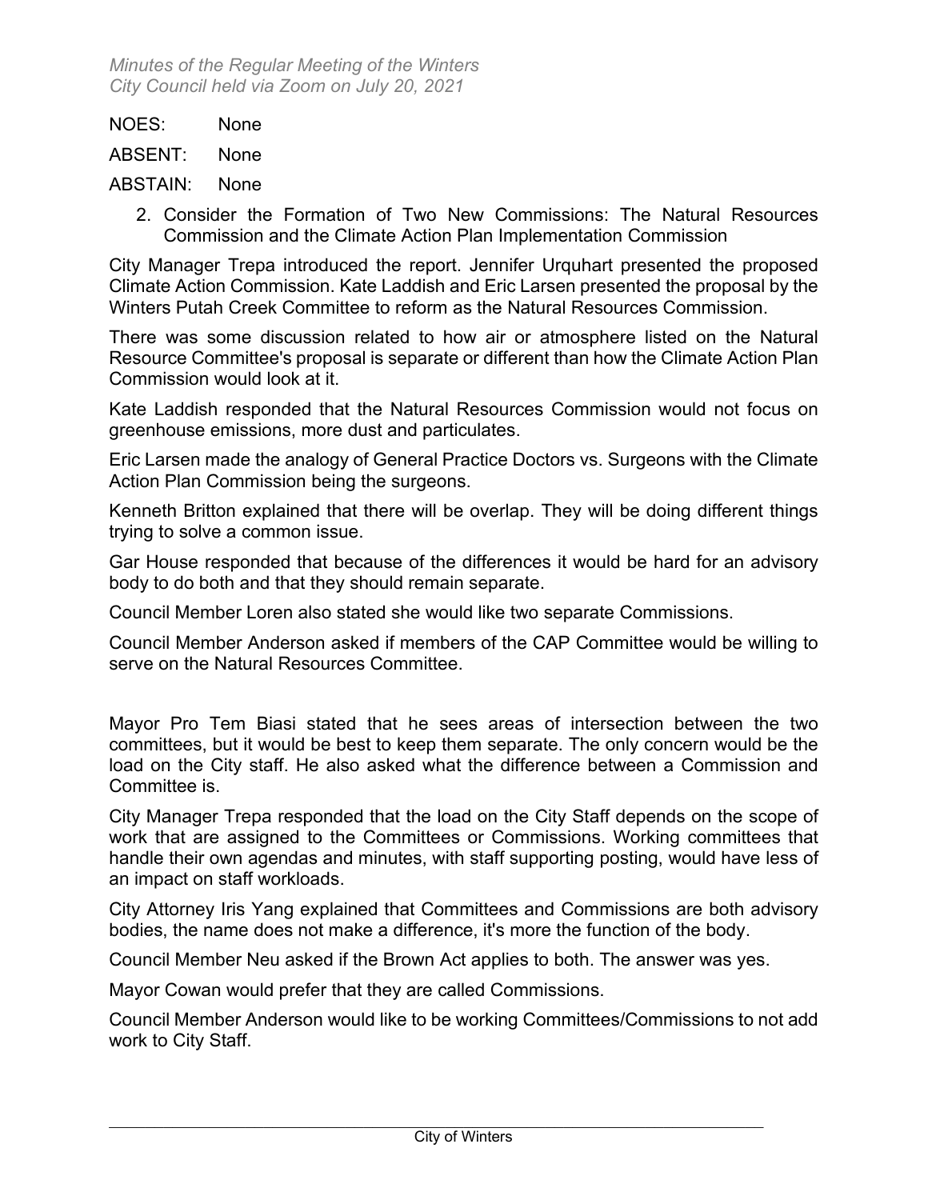NOES: None

ABSENT: None

ABSTAIN: None

2. Consider the Formation of Two New Commissions: The Natural Resources Commission and the Climate Action Plan Implementation Commission

City Manager Trepa introduced the report. Jennifer Urquhart presented the proposed Climate Action Commission. Kate Laddish and Eric Larsen presented the proposal by the Winters Putah Creek Committee to reform as the Natural Resources Commission.

There was some discussion related to how air or atmosphere listed on the Natural Resource Committee's proposal is separate or different than how the Climate Action Plan Commission would look at it.

Kate Laddish responded that the Natural Resources Commission would not focus on greenhouse emissions, more dust and particulates.

Eric Larsen made the analogy of General Practice Doctors vs. Surgeons with the Climate Action Plan Commission being the surgeons.

Kenneth Britton explained that there will be overlap. They will be doing different things trying to solve a common issue.

Gar House responded that because of the differences it would be hard for an advisory body to do both and that they should remain separate.

Council Member Loren also stated she would like two separate Commissions.

Council Member Anderson asked if members of the CAP Committee would be willing to serve on the Natural Resources Committee.

Mayor Pro Tem Biasi stated that he sees areas of intersection between the two committees, but it would be best to keep them separate. The only concern would be the load on the City staff. He also asked what the difference between a Commission and Committee is.

City Manager Trepa responded that the load on the City Staff depends on the scope of work that are assigned to the Committees or Commissions. Working committees that handle their own agendas and minutes, with staff supporting posting, would have less of an impact on staff workloads.

City Attorney Iris Yang explained that Committees and Commissions are both advisory bodies, the name does not make a difference, it's more the function of the body.

Council Member Neu asked if the Brown Act applies to both. The answer was yes.

Mayor Cowan would prefer that they are called Commissions.

Council Member Anderson would like to be working Committees/Commissions to not add work to City Staff.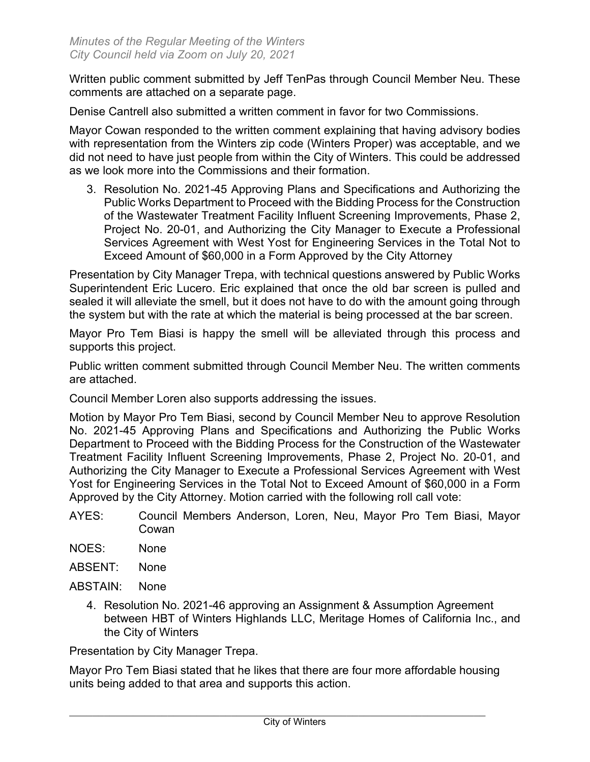Written public comment submitted by Jeff TenPas through Council Member Neu. These comments are attached on a separate page.

Denise Cantrell also submitted a written comment in favor for two Commissions.

Mayor Cowan responded to the written comment explaining that having advisory bodies with representation from the Winters zip code (Winters Proper) was acceptable, and we did not need to have just people from within the City of Winters. This could be addressed as we look more into the Commissions and their formation.

3. Resolution No. 2021-45 Approving Plans and Specifications and Authorizing the Public Works Department to Proceed with the Bidding Process for the Construction of the Wastewater Treatment Facility Influent Screening Improvements, Phase 2, Project No. 20-01, and Authorizing the City Manager to Execute a Professional Services Agreement with West Yost for Engineering Services in the Total Not to Exceed Amount of $60,000 in a Form Approved by the City Attorney

Presentation by City Manager Trepa, with technical questions answered by Public Works Superintendent Eric Lucero. Eric explained that once the old bar screen is pulled and sealed it will alleviate the smell, but it does not have to do with the amount going through the system but with the rate at which the material is being processed at the bar screen.

Mayor Pro Tem Biasi is happy the smell will be alleviated through this process and supports this project.

Public written comment submitted through Council Member Neu. The written comments are attached.

Council Member Loren also supports addressing the issues.

Motion by Mayor Pro Tem Biasi, second by Council Member Neu to approve Resolution No. 2021-45 Approving Plans and Specifications and Authorizing the Public Works Department to Proceed with the Bidding Process for the Construction of the Wastewater Treatment Facility Influent Screening Improvements, Phase 2, Project No. 20-01, and Authorizing the City Manager to Execute a Professional Services Agreement with West Yost for Engineering Services in the Total Not to Exceed Amount of $60,000 in a Form Approved by the City Attorney. Motion carried with the following roll call vote:

AYES: Council Members Anderson, Loren, Neu, Mayor Pro Tem Biasi, Mayor Cowan

NOES: None

ABSENT: None

ABSTAIN: None

4. Resolution No. 2021-46 approving an Assignment & Assumption Agreement between HBT of Winters Highlands LLC, Meritage Homes of California Inc., and the City of Winters

Presentation by City Manager Trepa.

Mayor Pro Tem Biasi stated that he likes that there are four more affordable housing units being added to that area and supports this action.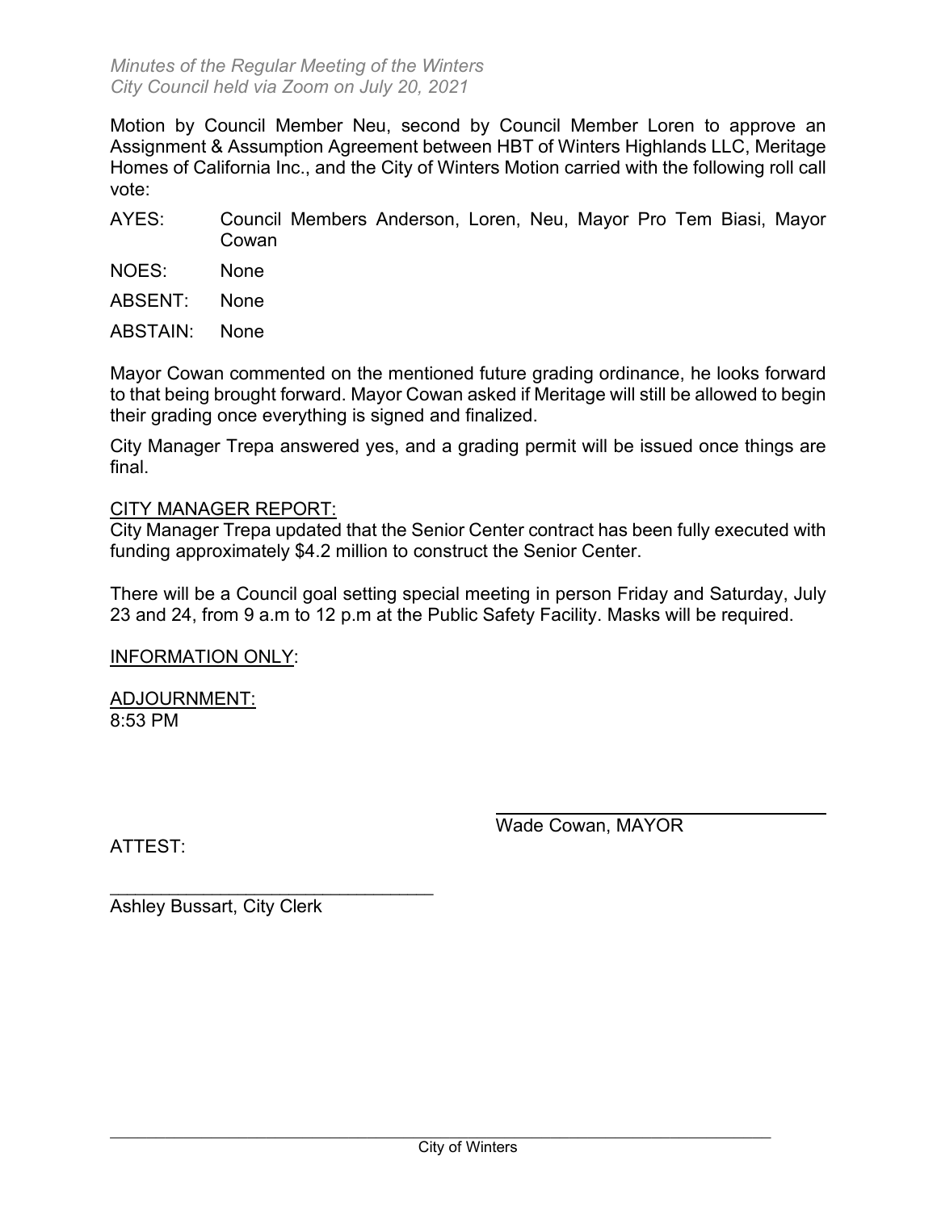Motion by Council Member Neu, second by Council Member Loren to approve an Assignment & Assumption Agreement between HBT of Winters Highlands LLC, Meritage Homes of California Inc., and the City of Winters Motion carried with the following roll call vote:

AYES: Council Members Anderson, Loren, Neu, Mayor Pro Tem Biasi, Mayor Cowan

NOES: None

ABSENT: None

ABSTAIN: None

Mayor Cowan commented on the mentioned future grading ordinance, he looks forward to that being brought forward. Mayor Cowan asked if Meritage will still be allowed to begin their grading once everything is signed and finalized.

City Manager Trepa answered yes, and a grading permit will be issued once things are final.

CITY MANAGER REPORT:

City Manager Trepa updated that the Senior Center contract has been fully executed with funding approximately $4.2 million to construct the Senior Center.

There will be a Council goal setting special meeting in person Friday and Saturday, July 23 and 24, from 9 a.m to 12 p.m at the Public Safety Facility. Masks will be required.

INFORMATION ONLY:

ADJOURNMENT:

8:53 PM

\_\_\_\_\_\_\_\_\_\_\_\_\_\_\_\_\_\_\_\_\_\_\_\_\_\_\_\_\_\_\_\_\_\_

Wade Cowan, MAYOR

ATTEST:

\_\_\_\_\_\_\_\_\_\_\_\_\_\_\_\_\_\_\_\_\_\_\_\_\_\_\_\_\_\_\_\_\_\_

Ashley Bussart, City Clerk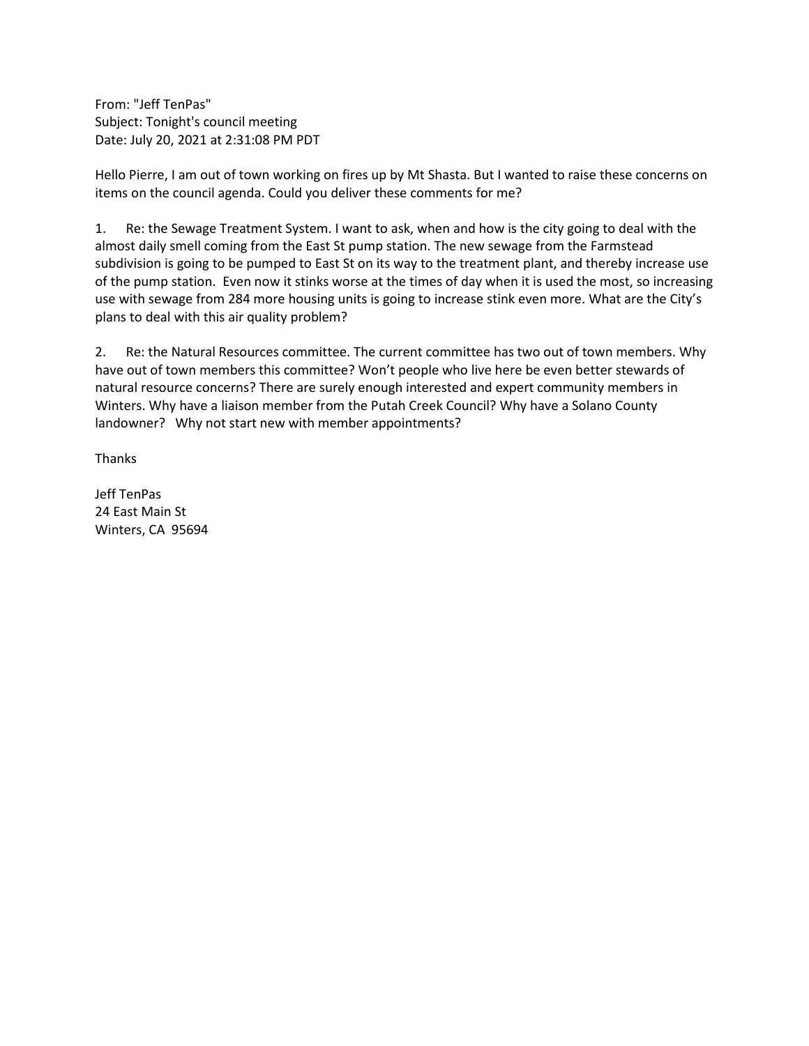From: "Jeff TenPas"
Subject: Tonight's council meeting
Date: July 20, 2021 at 2:31:08 PM PDT

Hello Pierre, I am out of town working on fires up by Mt Shasta. But I wanted to raise these concerns on items on the council agenda. Could you deliver these comments for me?

1. Re: the Sewage Treatment System. I want to ask, when and how is the city going to deal with the almost daily smell coming from the East St pump station. The new sewage from the Farmstead subdivision is going to be pumped to East St on its way to the treatment plant, and thereby increase use of the pump station. Even now it stinks worse at the times of day when it is used the most, so increasing use with sewage from 284 more housing units is going to increase stink even more. What are the City's plans to deal with this air quality problem?

2. Re: the Natural Resources committee. The current committee has two out of town members. Why have out of town members this committee? Won't people who live here be even better stewards of natural resource concerns? There are surely enough interested and expert community members in Winters. Why have a liaison member from the Putah Creek Council? Why have a Solano County landowner? Why not start new with member appointments?

Thanks

Jeff TenPas
24 East Main St
Winters, CA 95694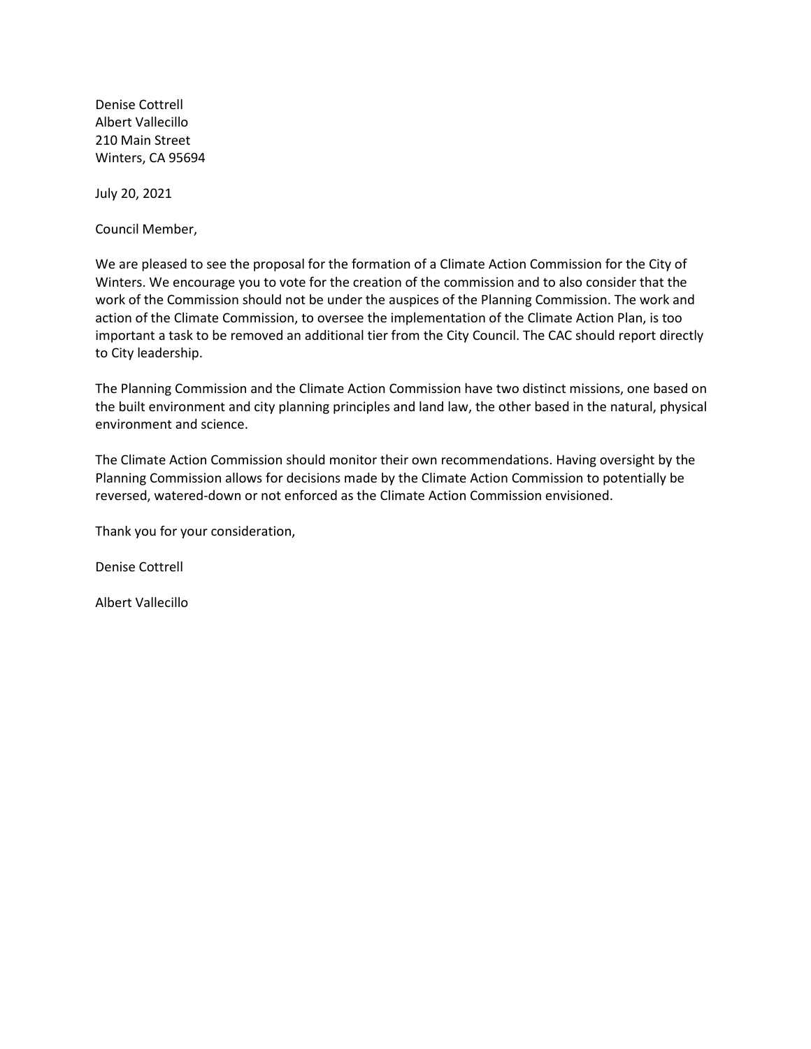Denise Cottrell
Albert Vallecillo
210 Main Street
Winters, CA 95694

July 20, 2021

Council Member,

We are pleased to see the proposal for the formation of a Climate Action Commission for the City of Winters. We encourage you to vote for the creation of the commission and to also consider that the work of the Commission should not be under the auspices of the Planning Commission. The work and action of the Climate Commission, to oversee the implementation of the Climate Action Plan, is too important a task to be removed an additional tier from the City Council. The CAC should report directly to City leadership.

The Planning Commission and the Climate Action Commission have two distinct missions, one based on the built environment and city planning principles and land law, the other based in the natural, physical environment and science.

The Climate Action Commission should monitor their own recommendations. Having oversight by the Planning Commission allows for decisions made by the Climate Action Commission to potentially be reversed, watered-down or not enforced as the Climate Action Commission envisioned.

Thank you for your consideration,

Denise Cottrell

Albert Vallecillo